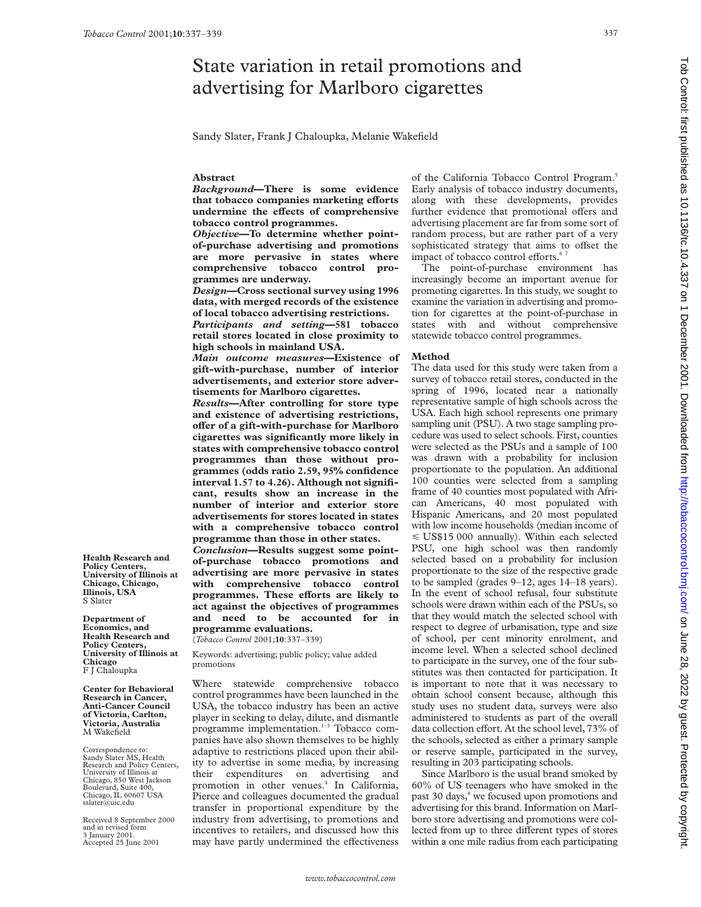# State variation in retail promotions and advertising for Marlboro cigarettes

Sandy Slater, Frank J Chaloupka, Melanie Wakefield

## Abstract

***Background*—There is some evidence that tobacco companies marketing efforts undermine the effects of comprehensive tobacco control programmes.**

***Objective*—To determine whether point-of-purchase advertising and promotions are more pervasive in states where comprehensive tobacco control programmes are underway.**

***Design*—Cross sectional survey using 1996 data, with merged records of the existence of local tobacco advertising restrictions.**

***Participants and setting*—581 tobacco retail stores located in close proximity to high schools in mainland USA.**

***Main outcome measures*—Existence of gift-with-purchase, number of interior advertisements, and exterior store advertisements for Marlboro cigarettes.**

***Results*—After controlling for store type and existence of advertising restrictions, offer of a gift-with-purchase for Marlboro cigarettes was significantly more likely in states with comprehensive tobacco control programmes than those without programmes (odds ratio 2.59, 95% confidence interval 1.57 to 4.26). Although not significant, results show an increase in the number of interior and exterior store advertisements for stores located in states with a comprehensive tobacco control programme than those in other states.**

***Conclusion*—Results suggest some point-of-purchase tobacco promotions and advertising are more pervasive in states with comprehensive tobacco control programmes. These efforts are likely to act against the objectives of programmes and need to be accounted for in programme evaluations.**

(*Tobacco Control* 2001;**10**:337–339)

Keywords: advertising; public policy; value added promotions

**Health Research and Policy Centers, University of Illinois at Chicago, Chicago, Illinois, USA**
S Slater

**Department of Economics, and Health Research and Policy Centers, University of Illinois at Chicago**
F J Chaloupka

**Center for Behavioral Research in Cancer, Anti-Cancer Council of Victoria, Carlton, Victoria, Australia**
M Wakefield

Correspondence to: Sandy Slater MS, Health Research and Policy Centers, University of Illinois at Chicago, 850 West Jackson Boulevard, Suite 400, Chicago, IL 60607 USA sslater@uic.edu

Received 8 September 2000 and in revised form 3 January 2001. Accepted 25 June 2001

Where statewide comprehensive tobacco control programmes have been launched in the USA, the tobacco industry has been an active player in seeking to delay, dilute, and dismantle programme implementation.[1–3] Tobacco companies have also shown themselves to be highly adaptive to restrictions placed upon their ability to advertise in some media, by increasing their expenditures on advertising and promotion in other venues.[4] In California, Pierce and colleagues documented the gradual transfer in proportional expenditure by the industry from advertising, to promotions and incentives to retailers, and discussed how this may have partly undermined the effectiveness of the California Tobacco Control Program.[5] Early analysis of tobacco industry documents, along with these developments, provides further evidence that promotional offers and advertising placement are far from some sort of random process, but are rather part of a very sophisticated strategy that aims to offset the impact of tobacco control efforts.[6 7]

The point-of-purchase environment has increasingly become an important avenue for promoting cigarettes. In this study, we sought to examine the variation in advertising and promotion for cigarettes at the point-of-purchase in states with and without comprehensive statewide tobacco control programmes.

## Method

The data used for this study were taken from a survey of tobacco retail stores, conducted in the spring of 1996, located near a nationally representative sample of high schools across the USA. Each high school represents one primary sampling unit (PSU). A two stage sampling procedure was used to select schools. First, counties were selected as the PSUs and a sample of 100 was drawn with a probability for inclusion proportionate to the population. An additional 100 counties were selected from a sampling frame of 40 counties most populated with African Americans, 40 most populated with Hispanic Americans, and 20 most populated with low income households (median income of ≤ US$15 000 annually). Within each selected PSU, one high school was then randomly selected based on a probability for inclusion proportionate to the size of the respective grade to be sampled (grades 9–12, ages 14–18 years). In the event of school refusal, four substitute schools were drawn within each of the PSUs, so that they would match the selected school with respect to degree of urbanisation, type and size of school, per cent minority enrolment, and income level. When a selected school declined to participate in the survey, one of the four substitutes was then contacted for participation. It is important to note that it was necessary to obtain school consent because, although this study uses no student data, surveys were also administered to students as part of the overall data collection effort. At the school level, 73% of the schools, selected as either a primary sample or reserve sample, participated in the survey, resulting in 203 participating schools.

Since Marlboro is the usual brand smoked by 60% of US teenagers who have smoked in the past 30 days,[8] we focused upon promotions and advertising for this brand. Information on Marlboro store advertising and promotions were collected from up to three different types of stores within a one mile radius from each participating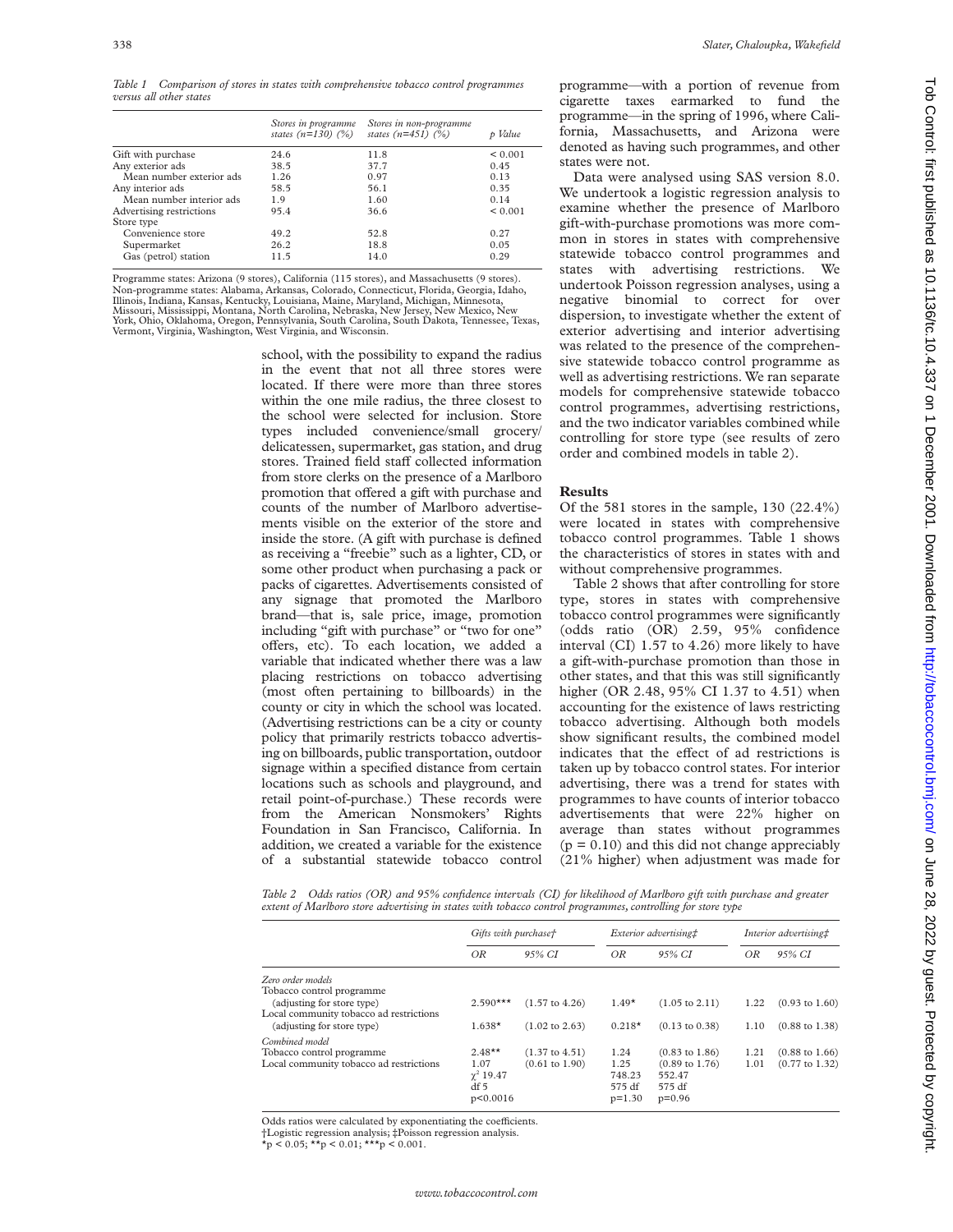*Table 1 Comparison of stores in states with comprehensive tobacco control programmes versus all other states*

| | Stores in programme states (n=130) (%) | Stores in non-programme states (n=451) (%) | p Value |
|---|---|---|---|
| Gift with purchase | 24.6 | 11.8 | < 0.001 |
| Any exterior ads | 38.5 | 37.7 | 0.45 |
| Mean number exterior ads | 1.26 | 0.97 | 0.13 |
| Any interior ads | 58.5 | 56.1 | 0.35 |
| Mean number interior ads | 1.9 | 1.60 | 0.14 |
| Advertising restrictions | 95.4 | 36.6 | < 0.001 |
| Store type | | | |
| Convenience store | 49.2 | 52.8 | 0.27 |
| Supermarket | 26.2 | 18.8 | 0.05 |
| Gas (petrol) station | 11.5 | 14.0 | 0.29 |

Programme states: Arizona (9 stores), California (115 stores), and Massachusetts (9 stores). Non-programme states: Alabama, Arkansas, Colorado, Connecticut, Florida, Georgia, Idaho, Illinois, Indiana, Kansas, Kentucky, Louisiana, Maine, Maryland, Michigan, Minnesota, Missouri, Mississippi, Montana, North Carolina, Nebraska, New Jersey, New Mexico, New York, Ohio, Oklahoma, Oregon, Pennsylvania, South Carolina, South Dakota, Tennessee, Texas, Vermont, Virginia, Washington, West Virginia, and Wisconsin.

school, with the possibility to expand the radius in the event that not all three stores were located. If there were more than three stores within the one mile radius, the three closest to the school were selected for inclusion. Store types included convenience/small grocery/delicatessen, supermarket, gas station, and drug stores. Trained field staff collected information from store clerks on the presence of a Marlboro promotion that offered a gift with purchase and counts of the number of Marlboro advertisements visible on the exterior of the store and inside the store. (A gift with purchase is defined as receiving a "freebie" such as a lighter, CD, or some other product when purchasing a pack or packs of cigarettes. Advertisements consisted of any signage that promoted the Marlboro brand—that is, sale price, image, promotion including "gift with purchase" or "two for one" offers, etc). To each location, we added a variable that indicated whether there was a law placing restrictions on tobacco advertising (most often pertaining to billboards) in the county or city in which the school was located. (Advertising restrictions can be a city or county policy that primarily restricts tobacco advertising on billboards, public transportation, outdoor signage within a specified distance from certain locations such as schools and playground, and retail point-of-purchase.) These records were from the American Nonsmokers' Rights Foundation in San Francisco, California. In addition, we created a variable for the existence of a substantial statewide tobacco control programme—with a portion of revenue from cigarette taxes earmarked to fund the programme—in the spring of 1996, where California, Massachusetts, and Arizona were denoted as having such programmes, and other states were not.

Data were analysed using SAS version 8.0. We undertook a logistic regression analysis to examine whether the presence of Marlboro gift-with-purchase promotions was more common in stores in states with comprehensive statewide tobacco control programmes and states with advertising restrictions. We undertook Poisson regression analyses, using a negative binomial to correct for over dispersion, to investigate whether the extent of exterior advertising and interior advertising was related to the presence of the comprehensive statewide tobacco control programme as well as advertising restrictions. We ran separate models for comprehensive statewide tobacco control programmes, advertising restrictions, and the two indicator variables combined while controlling for store type (see results of zero order and combined models in table 2).

## Results

Of the 581 stores in the sample, 130 (22.4%) were located in states with comprehensive tobacco control programmes. Table 1 shows the characteristics of stores in states with and without comprehensive programmes.

Table 2 shows that after controlling for store type, stores in states with comprehensive tobacco control programmes were significantly (odds ratio (OR) 2.59, 95% confidence interval (CI) 1.57 to 4.26) more likely to have a gift-with-purchase promotion than those in other states, and that this was still significantly higher (OR 2.48, 95% CI 1.37 to 4.51) when accounting for the existence of laws restricting tobacco advertising. Although both models show significant results, the combined model indicates that the effect of ad restrictions is taken up by tobacco control states. For interior advertising, there was a trend for states with programmes to have counts of interior tobacco advertisements that were 22% higher on average than states without programmes ($p = 0.10$) and this did not change appreciably (21% higher) when adjustment was made for

*Table 2 Odds ratios (OR) and 95% confidence intervals (CI) for likelihood of Marlboro gift with purchase and greater extent of Marlboro store advertising in states with tobacco control programmes, controlling for store type*

| | Gifts with purchase† | | Exterior advertising‡ | | Interior advertising‡ | |
|---|---|---|---|---|---|---|
| | OR | 95% CI | OR | 95% CI | OR | 95% CI |
| *Zero order models* | | | | | | |
| Tobacco control programme (adjusting for store type) | 2.590*** | (1.57 to 4.26) | 1.49* | (1.05 to 2.11) | 1.22 | (0.93 to 1.60) |
| Local community tobacco ad restrictions (adjusting for store type) | 1.638* | (1.02 to 2.63) | 0.218* | (0.13 to 0.38) | 1.10 | (0.88 to 1.38) |
| *Combined model* | | | | | | |
| Tobacco control programme | 2.48** | (1.37 to 4.51) | 1.24 | (0.83 to 1.86) | 1.21 | (0.88 to 1.66) |
| Local community tobacco ad restrictions | 1.07 | (0.61 to 1.90) | 1.25 | (0.89 to 1.76) | 1.01 | (0.77 to 1.32) |
| | $\chi^2$ 19.47 | | 748.23 | 552.47 | | |
| | df 5 | | 575 df | 575 df | | |
| | p<0.0016 | | p=1.30 | p=0.96 | | |

Odds ratios were calculated by exponentiating the coefficients.
†Logistic regression analysis; ‡Poisson regression analysis.
*$p < 0.05$; **$p < 0.01$; ***$p < 0.001$.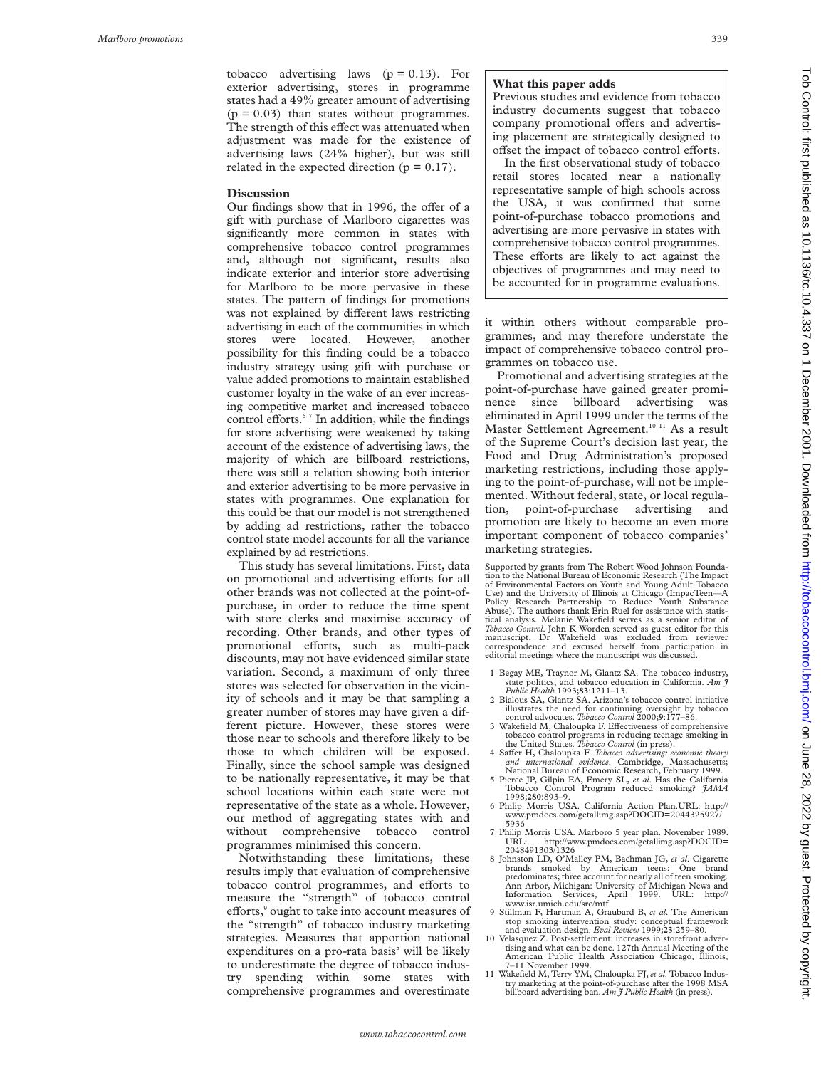tobacco advertising laws ($p = 0.13$). For exterior advertising, stores in programme states had a 49% greater amount of advertising ($p = 0.03$) than states without programmes. The strength of this effect was attenuated when adjustment was made for the existence of advertising laws (24% higher), but was still related in the expected direction ($p = 0.17$).

## Discussion

Our findings show that in 1996, the offer of a gift with purchase of Marlboro cigarettes was significantly more common in states with comprehensive tobacco control programmes and, although not significant, results also indicate exterior and interior store advertising for Marlboro to be more pervasive in these states. The pattern of findings for promotions was not explained by different laws restricting advertising in each of the communities in which stores were located. However, another possibility for this finding could be a tobacco industry strategy using gift with purchase or value added promotions to maintain established customer loyalty in the wake of an ever increasing competitive market and increased tobacco control efforts.[6 7] In addition, while the findings for store advertising were weakened by taking account of the existence of advertising laws, the majority of which are billboard restrictions, there was still a relation showing both interior and exterior advertising to be more pervasive in states with programmes. One explanation for this could be that our model is not strengthened by adding ad restrictions, rather the tobacco control state model accounts for all the variance explained by ad restrictions.

This study has several limitations. First, data on promotional and advertising efforts for all other brands was not collected at the point-of-purchase, in order to reduce the time spent with store clerks and maximise accuracy of recording. Other brands, and other types of promotional efforts, such as multi-pack discounts, may not have evidenced similar state variation. Second, a maximum of only three stores was selected for observation in the vicinity of schools and it may be that sampling a greater number of stores may have given a different picture. However, these stores were those near to schools and therefore likely to be those to which children will be exposed. Finally, since the school sample was designed to be nationally representative, it may be that school locations within each state were not representative of the state as a whole. However, our method of aggregating states with and without comprehensive tobacco control programmes minimised this concern.

Notwithstanding these limitations, these results imply that evaluation of comprehensive tobacco control programmes, and efforts to measure the "strength" of tobacco control efforts,[9] ought to take into account measures of the "strength" of tobacco industry marketing strategies. Measures that apportion national expenditures on a pro-rata basis[5] will be likely to underestimate the degree of tobacco industry spending within some states with comprehensive programmes and overestimate it within others without comparable programmes, and may therefore understate the impact of comprehensive tobacco control programmes on tobacco use.

Promotional and advertising strategies at the point-of-purchase have gained greater prominence since billboard advertising was eliminated in April 1999 under the terms of the Master Settlement Agreement.[10 11] As a result of the Supreme Court's decision last year, the Food and Drug Administration's proposed marketing restrictions, including those applying to the point-of-purchase, will not be implemented. Without federal, state, or local regulation, point-of-purchase advertising and promotion are likely to become an even more important component of tobacco companies' marketing strategies.

**What this paper adds**

Previous studies and evidence from tobacco industry documents suggest that tobacco company promotional offers and advertising placement are strategically designed to offset the impact of tobacco control efforts.

In the first observational study of tobacco retail stores located near a nationally representative sample of high schools across the USA, it was confirmed that some point-of-purchase tobacco promotions and advertising are more pervasive in states with comprehensive tobacco control programmes. These efforts are likely to act against the objectives of programmes and may need to be accounted for in programme evaluations.

Supported by grants from The Robert Wood Johnson Foundation to the National Bureau of Economic Research (The Impact of Environmental Factors on Youth and Young Adult Tobacco Use) and the University of Illinois at Chicago (ImpacTeen—A Policy Research Partnership to Reduce Youth Substance Abuse). The authors thank Erin Ruel for assistance with statistical analysis. Melanie Wakefield serves as a senior editor of *Tobacco Control*. John K Worden served as guest editor for this manuscript. Dr Wakefield was excluded from reviewer correspondence and excused herself from participation in editorial meetings where the manuscript was discussed.

1 Begay ME, Traynor M, Glantz SA. The tobacco industry, state politics, and tobacco education in California. *Am J Public Health* 1993;**83**:1211–13.
2 Bialous SA, Glantz SA. Arizona's tobacco control initiative illustrates the need for continuing oversight by tobacco control advocates. *Tobacco Control* 2000;**9**:177–86.
3 Wakefield M, Chaloupka F. Effectiveness of comprehensive tobacco control programs in reducing teenage smoking in the United States. *Tobacco Control* (in press).
4 Saffer H, Chaloupka F. *Tobacco advertising: economic theory and international evidence*. Cambridge, Massachusetts; National Bureau of Economic Research, February 1999.
5 Pierce JP, Gilpin EA, Emery SL, *et al*. Has the California Tobacco Control Program reduced smoking? *JAMA* 1998;**280**:893–9.
6 Philip Morris USA. California Action Plan.URL: http://www.pmdocs.com/getallimg.asp?DOCID=2044325927/5936
7 Philip Morris USA. Marboro 5 year plan. November 1989. URL: http://www.pmdocs.com/getallimg.asp?DOCID=2048491303/1326
8 Johnston LD, O'Malley PM, Bachman JG, *et al*. Cigarette brands smoked by American teens: One brand predominates; three account for nearly all of teen smoking. Ann Arbor, Michigan: University of Michigan News and Information Services, April 1999. URL: http://www.isr.umich.edu/src/mtf
9 Stillman F, Hartman A, Graubard B, *et al*. The American stop smoking intervention study: conceptual framework and evaluation design. *Eval Review* 1999;**23**:259–80.
10 Velasquez Z. Post-settlement: increases in storefront advertising and what can be done. 127th Annual Meeting of the American Public Health Association Chicago, Illinois, 7–11 November 1999.
11 Wakefield M, Terry YM, Chaloupka FJ, *et al*. Tobacco Industry marketing at the point-of-purchase after the 1998 MSA billboard advertising ban. *Am J Public Health* (in press).